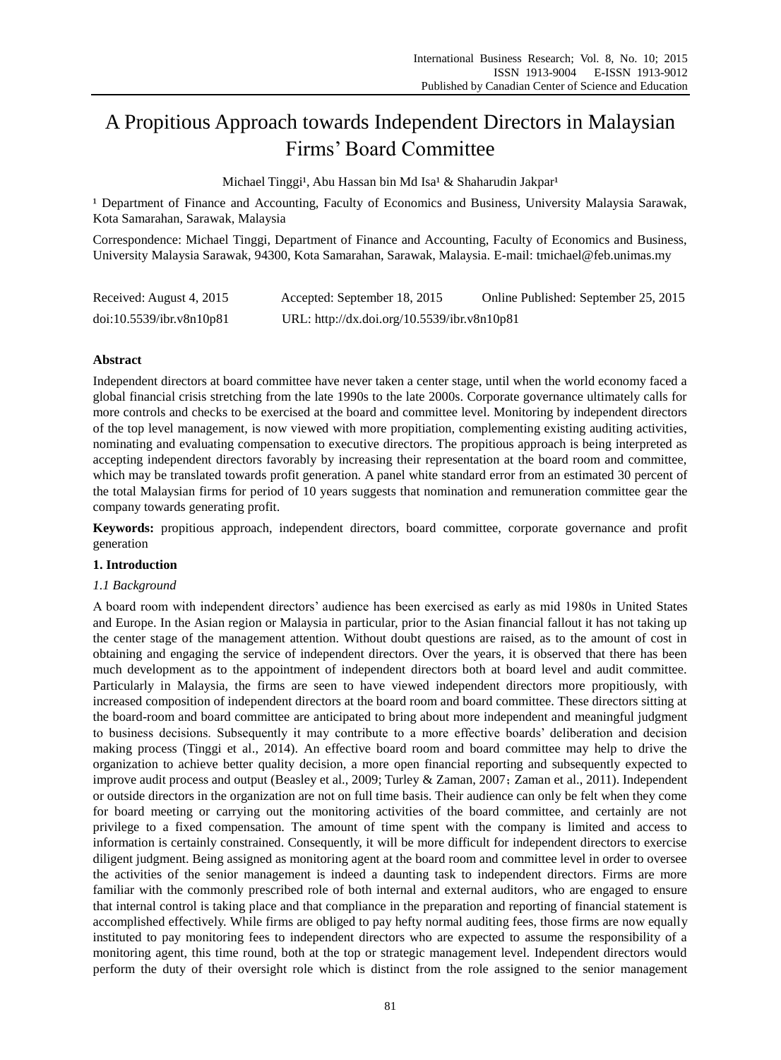# A Propitious Approach towards Independent Directors in Malaysian Firms' Board Committee

Michael Tinggi[1], Abu Hassan bin Md Isa[1] & Shaharudin Jakpar[1]

[1] Department of Finance and Accounting, Faculty of Economics and Business, University Malaysia Sarawak, Kota Samarahan, Sarawak, Malaysia

Correspondence: Michael Tinggi, Department of Finance and Accounting, Faculty of Economics and Business, University Malaysia Sarawak, 94300, Kota Samarahan, Sarawak, Malaysia. E-mail: tmichael@feb.unimas.my

Received: August 4, 2015 Accepted: September 18, 2015 Online Published: September 25, 2015

doi:10.5539/ibr.v8n10p81 URL: http://dx.doi.org/10.5539/ibr.v8n10p81

## Abstract

Independent directors at board committee have never taken a center stage, until when the world economy faced a global financial crisis stretching from the late 1990s to the late 2000s. Corporate governance ultimately calls for more controls and checks to be exercised at the board and committee level. Monitoring by independent directors of the top level management, is now viewed with more propitiation, complementing existing auditing activities, nominating and evaluating compensation to executive directors. The propitious approach is being interpreted as accepting independent directors favorably by increasing their representation at the board room and committee, which may be translated towards profit generation. A panel white standard error from an estimated 30 percent of the total Malaysian firms for period of 10 years suggests that nomination and remuneration committee gear the company towards generating profit.

**Keywords:** propitious approach, independent directors, board committee, corporate governance and profit generation

## 1. Introduction

### *1.1 Background*

A board room with independent directors' audience has been exercised as early as mid 1980s in United States and Europe. In the Asian region or Malaysia in particular, prior to the Asian financial fallout it has not taking up the center stage of the management attention. Without doubt questions are raised, as to the amount of cost in obtaining and engaging the service of independent directors. Over the years, it is observed that there has been much development as to the appointment of independent directors both at board level and audit committee. Particularly in Malaysia, the firms are seen to have viewed independent directors more propitiously, with increased composition of independent directors at the board room and board committee. These directors sitting at the board-room and board committee are anticipated to bring about more independent and meaningful judgment to business decisions. Subsequently it may contribute to a more effective boards' deliberation and decision making process (Tinggi et al., 2014). An effective board room and board committee may help to drive the organization to achieve better quality decision, a more open financial reporting and subsequently expected to improve audit process and output (Beasley et al., 2009; Turley & Zaman, 2007; Zaman et al., 2011). Independent or outside directors in the organization are not on full time basis. Their audience can only be felt when they come for board meeting or carrying out the monitoring activities of the board committee, and certainly are not privilege to a fixed compensation. The amount of time spent with the company is limited and access to information is certainly constrained. Consequently, it will be more difficult for independent directors to exercise diligent judgment. Being assigned as monitoring agent at the board room and committee level in order to oversee the activities of the senior management is indeed a daunting task to independent directors. Firms are more familiar with the commonly prescribed role of both internal and external auditors, who are engaged to ensure that internal control is taking place and that compliance in the preparation and reporting of financial statement is accomplished effectively. While firms are obliged to pay hefty normal auditing fees, those firms are now equally instituted to pay monitoring fees to independent directors who are expected to assume the responsibility of a monitoring agent, this time round, both at the top or strategic management level. Independent directors would perform the duty of their oversight role which is distinct from the role assigned to the senior management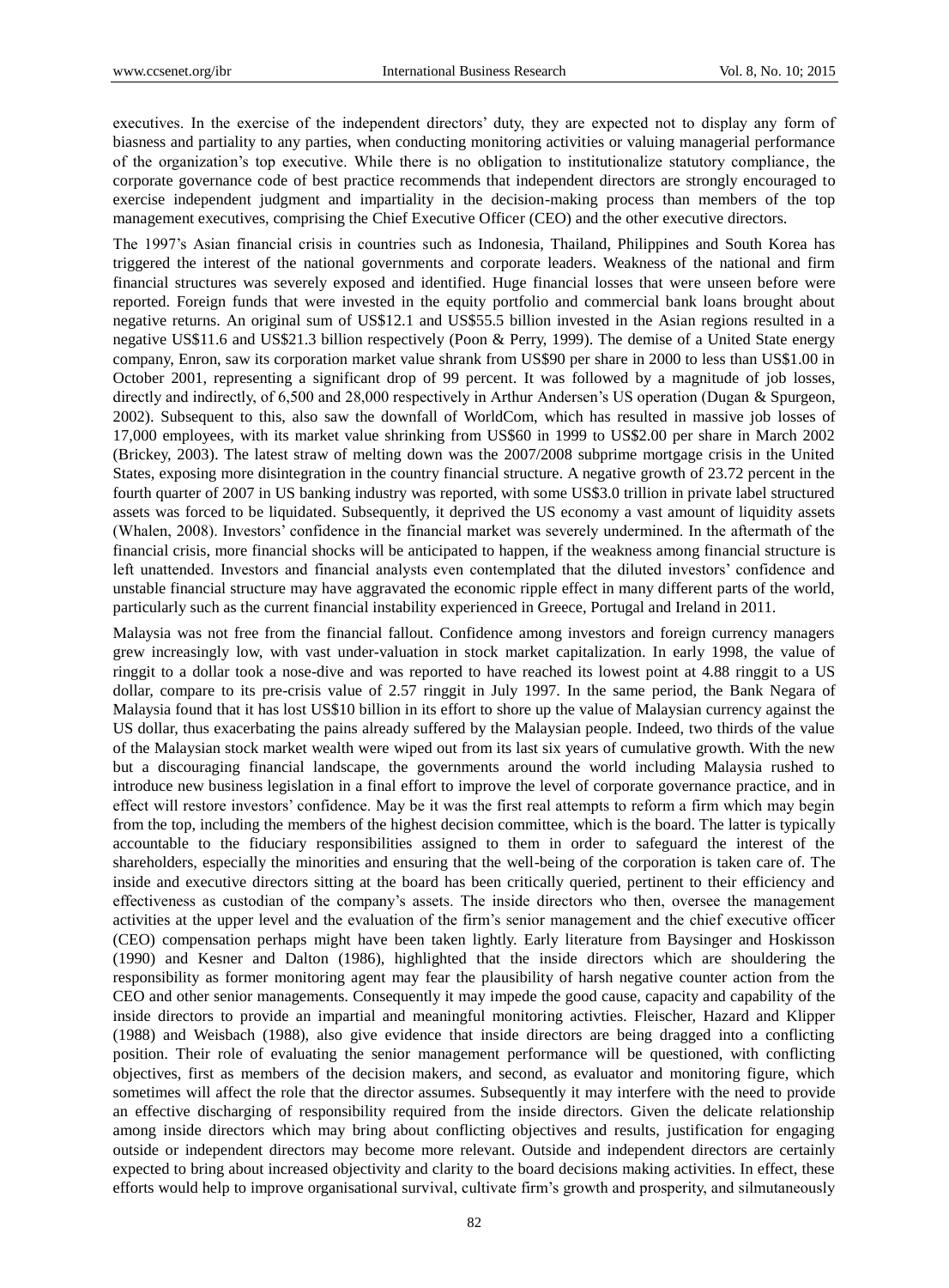executives. In the exercise of the independent directors' duty, they are expected not to display any form of biasness and partiality to any parties, when conducting monitoring activities or valuing managerial performance of the organization's top executive. While there is no obligation to institutionalize statutory compliance, the corporate governance code of best practice recommends that independent directors are strongly encouraged to exercise independent judgment and impartiality in the decision-making process than members of the top management executives, comprising the Chief Executive Officer (CEO) and the other executive directors.

The 1997's Asian financial crisis in countries such as Indonesia, Thailand, Philippines and South Korea has triggered the interest of the national governments and corporate leaders. Weakness of the national and firm financial structures was severely exposed and identified. Huge financial losses that were unseen before were reported. Foreign funds that were invested in the equity portfolio and commercial bank loans brought about negative returns. An original sum of US$12.1 and US$55.5 billion invested in the Asian regions resulted in a negative US$11.6 and US$21.3 billion respectively (Poon & Perry, 1999). The demise of a United State energy company, Enron, saw its corporation market value shrank from US$90 per share in 2000 to less than US$1.00 in October 2001, representing a significant drop of 99 percent. It was followed by a magnitude of job losses, directly and indirectly, of 6,500 and 28,000 respectively in Arthur Andersen's US operation (Dugan & Spurgeon, 2002). Subsequent to this, also saw the downfall of WorldCom, which has resulted in massive job losses of 17,000 employees, with its market value shrinking from US$60 in 1999 to US$2.00 per share in March 2002 (Brickey, 2003). The latest straw of melting down was the 2007/2008 subprime mortgage crisis in the United States, exposing more disintegration in the country financial structure. A negative growth of 23.72 percent in the fourth quarter of 2007 in US banking industry was reported, with some US$3.0 trillion in private label structured assets was forced to be liquidated. Subsequently, it deprived the US economy a vast amount of liquidity assets (Whalen, 2008). Investors' confidence in the financial market was severely undermined. In the aftermath of the financial crisis, more financial shocks will be anticipated to happen, if the weakness among financial structure is left unattended. Investors and financial analysts even contemplated that the diluted investors' confidence and unstable financial structure may have aggravated the economic ripple effect in many different parts of the world, particularly such as the current financial instability experienced in Greece, Portugal and Ireland in 2011.

Malaysia was not free from the financial fallout. Confidence among investors and foreign currency managers grew increasingly low, with vast under-valuation in stock market capitalization. In early 1998, the value of ringgit to a dollar took a nose-dive and was reported to have reached its lowest point at 4.88 ringgit to a US dollar, compare to its pre-crisis value of 2.57 ringgit in July 1997. In the same period, the Bank Negara of Malaysia found that it has lost US$10 billion in its effort to shore up the value of Malaysian currency against the US dollar, thus exacerbating the pains already suffered by the Malaysian people. Indeed, two thirds of the value of the Malaysian stock market wealth were wiped out from its last six years of cumulative growth. With the new but a discouraging financial landscape, the governments around the world including Malaysia rushed to introduce new business legislation in a final effort to improve the level of corporate governance practice, and in effect will restore investors' confidence. May be it was the first real attempts to reform a firm which may begin from the top, including the members of the highest decision committee, which is the board. The latter is typically accountable to the fiduciary responsibilities assigned to them in order to safeguard the interest of the shareholders, especially the minorities and ensuring that the well-being of the corporation is taken care of. The inside and executive directors sitting at the board has been critically queried, pertinent to their efficiency and effectiveness as custodian of the company's assets. The inside directors who then, oversee the management activities at the upper level and the evaluation of the firm's senior management and the chief executive officer (CEO) compensation perhaps might have been taken lightly. Early literature from Baysinger and Hoskisson (1990) and Kesner and Dalton (1986), highlighted that the inside directors which are shouldering the responsibility as former monitoring agent may fear the plausibility of harsh negative counter action from the CEO and other senior managements. Consequently it may impede the good cause, capacity and capability of the inside directors to provide an impartial and meaningful monitoring activties. Fleischer, Hazard and Klipper (1988) and Weisbach (1988), also give evidence that inside directors are being dragged into a conflicting position. Their role of evaluating the senior management performance will be questioned, with conflicting objectives, first as members of the decision makers, and second, as evaluator and monitoring figure, which sometimes will affect the role that the director assumes. Subsequently it may interfere with the need to provide an effective discharging of responsibility required from the inside directors. Given the delicate relationship among inside directors which may bring about conflicting objectives and results, justification for engaging outside or independent directors may become more relevant. Outside and independent directors are certainly expected to bring about increased objectivity and clarity to the board decisions making activities. In effect, these efforts would help to improve organisational survival, cultivate firm's growth and prosperity, and silmutaneously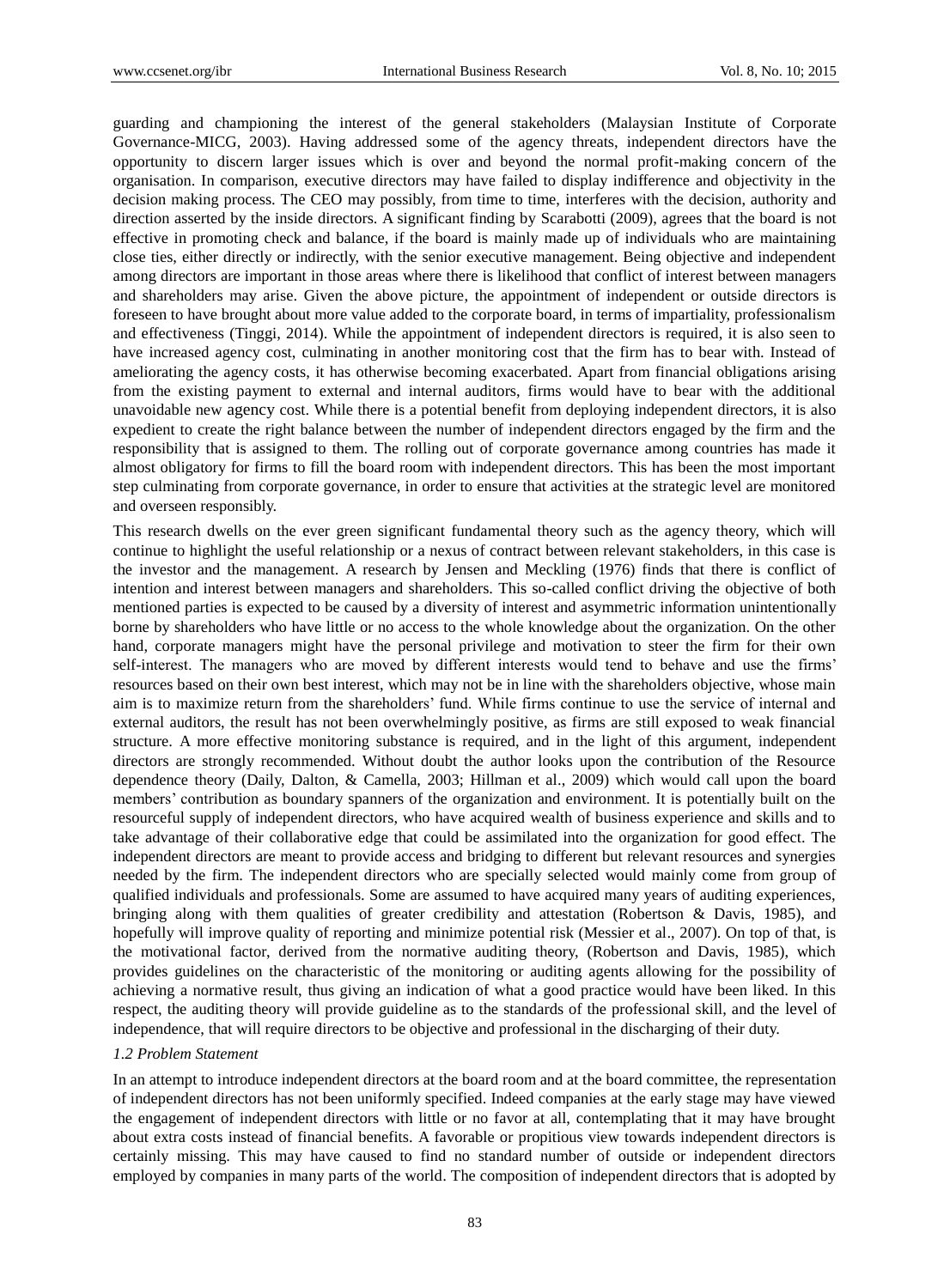guarding and championing the interest of the general stakeholders (Malaysian Institute of Corporate Governance-MICG, 2003). Having addressed some of the agency threats, independent directors have the opportunity to discern larger issues which is over and beyond the normal profit-making concern of the organisation. In comparison, executive directors may have failed to display indifference and objectivity in the decision making process. The CEO may possibly, from time to time, interferes with the decision, authority and direction asserted by the inside directors. A significant finding by Scarabotti (2009), agrees that the board is not effective in promoting check and balance, if the board is mainly made up of individuals who are maintaining close ties, either directly or indirectly, with the senior executive management. Being objective and independent among directors are important in those areas where there is likelihood that conflict of interest between managers and shareholders may arise. Given the above picture, the appointment of independent or outside directors is foreseen to have brought about more value added to the corporate board, in terms of impartiality, professionalism and effectiveness (Tinggi, 2014). While the appointment of independent directors is required, it is also seen to have increased agency cost, culminating in another monitoring cost that the firm has to bear with. Instead of ameliorating the agency costs, it has otherwise becoming exacerbated. Apart from financial obligations arising from the existing payment to external and internal auditors, firms would have to bear with the additional unavoidable new agency cost. While there is a potential benefit from deploying independent directors, it is also expedient to create the right balance between the number of independent directors engaged by the firm and the responsibility that is assigned to them. The rolling out of corporate governance among countries has made it almost obligatory for firms to fill the board room with independent directors. This has been the most important step culminating from corporate governance, in order to ensure that activities at the strategic level are monitored and overseen responsibly.

This research dwells on the ever green significant fundamental theory such as the agency theory, which will continue to highlight the useful relationship or a nexus of contract between relevant stakeholders, in this case is the investor and the management. A research by Jensen and Meckling (1976) finds that there is conflict of intention and interest between managers and shareholders. This so-called conflict driving the objective of both mentioned parties is expected to be caused by a diversity of interest and asymmetric information unintentionally borne by shareholders who have little or no access to the whole knowledge about the organization. On the other hand, corporate managers might have the personal privilege and motivation to steer the firm for their own self-interest. The managers who are moved by different interests would tend to behave and use the firms' resources based on their own best interest, which may not be in line with the shareholders objective, whose main aim is to maximize return from the shareholders' fund. While firms continue to use the service of internal and external auditors, the result has not been overwhelmingly positive, as firms are still exposed to weak financial structure. A more effective monitoring substance is required, and in the light of this argument, independent directors are strongly recommended. Without doubt the author looks upon the contribution of the Resource dependence theory (Daily, Dalton, & Camella, 2003; Hillman et al., 2009) which would call upon the board members' contribution as boundary spanners of the organization and environment. It is potentially built on the resourceful supply of independent directors, who have acquired wealth of business experience and skills and to take advantage of their collaborative edge that could be assimilated into the organization for good effect. The independent directors are meant to provide access and bridging to different but relevant resources and synergies needed by the firm. The independent directors who are specially selected would mainly come from group of qualified individuals and professionals. Some are assumed to have acquired many years of auditing experiences, bringing along with them qualities of greater credibility and attestation (Robertson & Davis, 1985), and hopefully will improve quality of reporting and minimize potential risk (Messier et al., 2007). On top of that, is the motivational factor, derived from the normative auditing theory, (Robertson and Davis, 1985), which provides guidelines on the characteristic of the monitoring or auditing agents allowing for the possibility of achieving a normative result, thus giving an indication of what a good practice would have been liked. In this respect, the auditing theory will provide guideline as to the standards of the professional skill, and the level of independence, that will require directors to be objective and professional in the discharging of their duty.

### *1.2 Problem Statement*

In an attempt to introduce independent directors at the board room and at the board committee, the representation of independent directors has not been uniformly specified. Indeed companies at the early stage may have viewed the engagement of independent directors with little or no favor at all, contemplating that it may have brought about extra costs instead of financial benefits. A favorable or propitious view towards independent directors is certainly missing. This may have caused to find no standard number of outside or independent directors employed by companies in many parts of the world. The composition of independent directors that is adopted by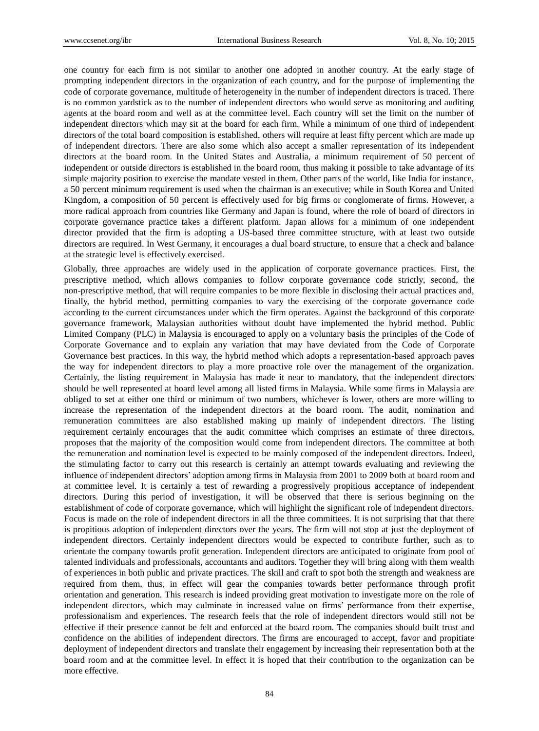one country for each firm is not similar to another one adopted in another country. At the early stage of prompting independent directors in the organization of each country, and for the purpose of implementing the code of corporate governance, multitude of heterogeneity in the number of independent directors is traced. There is no common yardstick as to the number of independent directors who would serve as monitoring and auditing agents at the board room and well as at the committee level. Each country will set the limit on the number of independent directors which may sit at the board for each firm. While a minimum of one third of independent directors of the total board composition is established, others will require at least fifty percent which are made up of independent directors. There are also some which also accept a smaller representation of its independent directors at the board room. In the United States and Australia, a minimum requirement of 50 percent of independent or outside directors is established in the board room, thus making it possible to take advantage of its simple majority position to exercise the mandate vested in them. Other parts of the world, like India for instance, a 50 percent minimum requirement is used when the chairman is an executive; while in South Korea and United Kingdom, a composition of 50 percent is effectively used for big firms or conglomerate of firms. However, a more radical approach from countries like Germany and Japan is found, where the role of board of directors in corporate governance practice takes a different platform. Japan allows for a minimum of one independent director provided that the firm is adopting a US-based three committee structure, with at least two outside directors are required. In West Germany, it encourages a dual board structure, to ensure that a check and balance at the strategic level is effectively exercised.

Globally, three approaches are widely used in the application of corporate governance practices. First, the prescriptive method, which allows companies to follow corporate governance code strictly, second, the non-prescriptive method, that will require companies to be more flexible in disclosing their actual practices and, finally, the hybrid method, permitting companies to vary the exercising of the corporate governance code according to the current circumstances under which the firm operates. Against the background of this corporate governance framework, Malaysian authorities without doubt have implemented the hybrid method. Public Limited Company (PLC) in Malaysia is encouraged to apply on a voluntary basis the principles of the Code of Corporate Governance and to explain any variation that may have deviated from the Code of Corporate Governance best practices. In this way, the hybrid method which adopts a representation-based approach paves the way for independent directors to play a more proactive role over the management of the organization. Certainly, the listing requirement in Malaysia has made it near to mandatory, that the independent directors should be well represented at board level among all listed firms in Malaysia. While some firms in Malaysia are obliged to set at either one third or minimum of two numbers, whichever is lower, others are more willing to increase the representation of the independent directors at the board room. The audit, nomination and remuneration committees are also established making up mainly of independent directors. The listing requirement certainly encourages that the audit committee which comprises an estimate of three directors, proposes that the majority of the composition would come from independent directors. The committee at both the remuneration and nomination level is expected to be mainly composed of the independent directors. Indeed, the stimulating factor to carry out this research is certainly an attempt towards evaluating and reviewing the influence of independent directors' adoption among firms in Malaysia from 2001 to 2009 both at board room and at committee level. It is certainly a test of rewarding a progressively propitious acceptance of independent directors. During this period of investigation, it will be observed that there is serious beginning on the establishment of code of corporate governance, which will highlight the significant role of independent directors. Focus is made on the role of independent directors in all the three committees. It is not surprising that that there is propitious adoption of independent directors over the years. The firm will not stop at just the deployment of independent directors. Certainly independent directors would be expected to contribute further, such as to orientate the company towards profit generation. Independent directors are anticipated to originate from pool of talented individuals and professionals, accountants and auditors. Together they will bring along with them wealth of experiences in both public and private practices. The skill and craft to spot both the strength and weakness are required from them, thus, in effect will gear the companies towards better performance through profit orientation and generation. This research is indeed providing great motivation to investigate more on the role of independent directors, which may culminate in increased value on firms' performance from their expertise, professionalism and experiences. The research feels that the role of independent directors would still not be effective if their presence cannot be felt and enforced at the board room. The companies should built trust and confidence on the abilities of independent directors. The firms are encouraged to accept, favor and propitiate deployment of independent directors and translate their engagement by increasing their representation both at the board room and at the committee level. In effect it is hoped that their contribution to the organization can be more effective.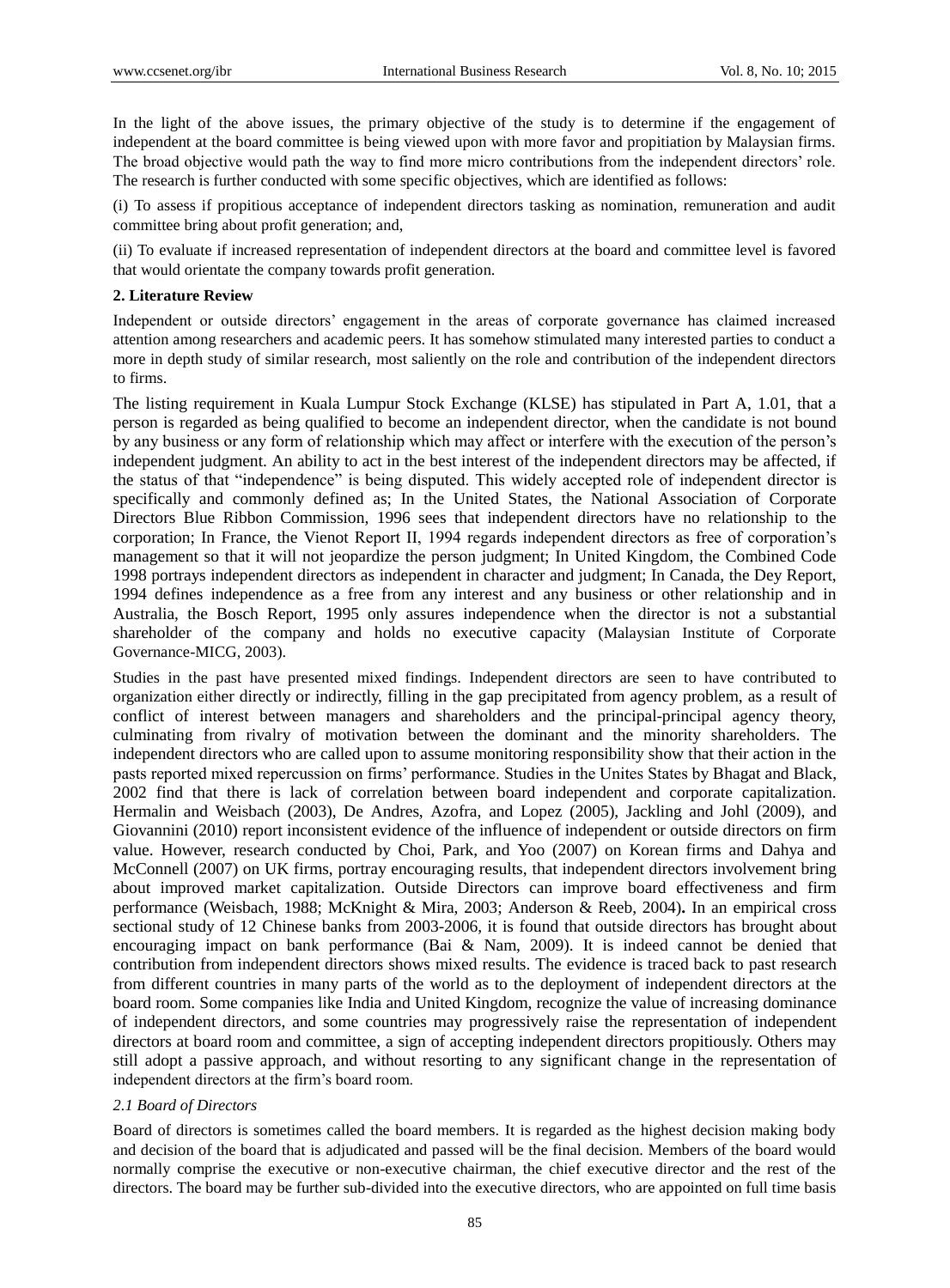In the light of the above issues, the primary objective of the study is to determine if the engagement of independent at the board committee is being viewed upon with more favor and propitiation by Malaysian firms. The broad objective would path the way to find more micro contributions from the independent directors' role. The research is further conducted with some specific objectives, which are identified as follows:

(i) To assess if propitious acceptance of independent directors tasking as nomination, remuneration and audit committee bring about profit generation; and,

(ii) To evaluate if increased representation of independent directors at the board and committee level is favored that would orientate the company towards profit generation.

## 2. Literature Review

Independent or outside directors' engagement in the areas of corporate governance has claimed increased attention among researchers and academic peers. It has somehow stimulated many interested parties to conduct a more in depth study of similar research, most saliently on the role and contribution of the independent directors to firms.

The listing requirement in Kuala Lumpur Stock Exchange (KLSE) has stipulated in Part A, 1.01, that a person is regarded as being qualified to become an independent director, when the candidate is not bound by any business or any form of relationship which may affect or interfere with the execution of the person's independent judgment. An ability to act in the best interest of the independent directors may be affected, if the status of that "independence" is being disputed. This widely accepted role of independent director is specifically and commonly defined as; In the United States, the National Association of Corporate Directors Blue Ribbon Commission, 1996 sees that independent directors have no relationship to the corporation; In France, the Vienot Report II, 1994 regards independent directors as free of corporation's management so that it will not jeopardize the person judgment; In United Kingdom, the Combined Code 1998 portrays independent directors as independent in character and judgment; In Canada, the Dey Report, 1994 defines independence as a free from any interest and any business or other relationship and in Australia, the Bosch Report, 1995 only assures independence when the director is not a substantial shareholder of the company and holds no executive capacity (Malaysian Institute of Corporate Governance-MICG, 2003).

Studies in the past have presented mixed findings. Independent directors are seen to have contributed to organization either directly or indirectly, filling in the gap precipitated from agency problem, as a result of conflict of interest between managers and shareholders and the principal-principal agency theory, culminating from rivalry of motivation between the dominant and the minority shareholders. The independent directors who are called upon to assume monitoring responsibility show that their action in the pasts reported mixed repercussion on firms' performance. Studies in the Unites States by Bhagat and Black, 2002 find that there is lack of correlation between board independent and corporate capitalization. Hermalin and Weisbach (2003), De Andres, Azofra, and Lopez (2005), Jackling and Johl (2009), and Giovannini (2010) report inconsistent evidence of the influence of independent or outside directors on firm value. However, research conducted by Choi, Park, and Yoo (2007) on Korean firms and Dahya and McConnell (2007) on UK firms, portray encouraging results, that independent directors involvement bring about improved market capitalization. Outside Directors can improve board effectiveness and firm performance (Weisbach, 1988; McKnight & Mira, 2003; Anderson & Reeb, 2004). In an empirical cross sectional study of 12 Chinese banks from 2003-2006, it is found that outside directors has brought about encouraging impact on bank performance (Bai & Nam, 2009). It is indeed cannot be denied that contribution from independent directors shows mixed results. The evidence is traced back to past research from different countries in many parts of the world as to the deployment of independent directors at the board room. Some companies like India and United Kingdom, recognize the value of increasing dominance of independent directors, and some countries may progressively raise the representation of independent directors at board room and committee, a sign of accepting independent directors propitiously. Others may still adopt a passive approach, and without resorting to any significant change in the representation of independent directors at the firm's board room.

### *2.1 Board of Directors*

Board of directors is sometimes called the board members. It is regarded as the highest decision making body and decision of the board that is adjudicated and passed will be the final decision. Members of the board would normally comprise the executive or non-executive chairman, the chief executive director and the rest of the directors. The board may be further sub-divided into the executive directors, who are appointed on full time basis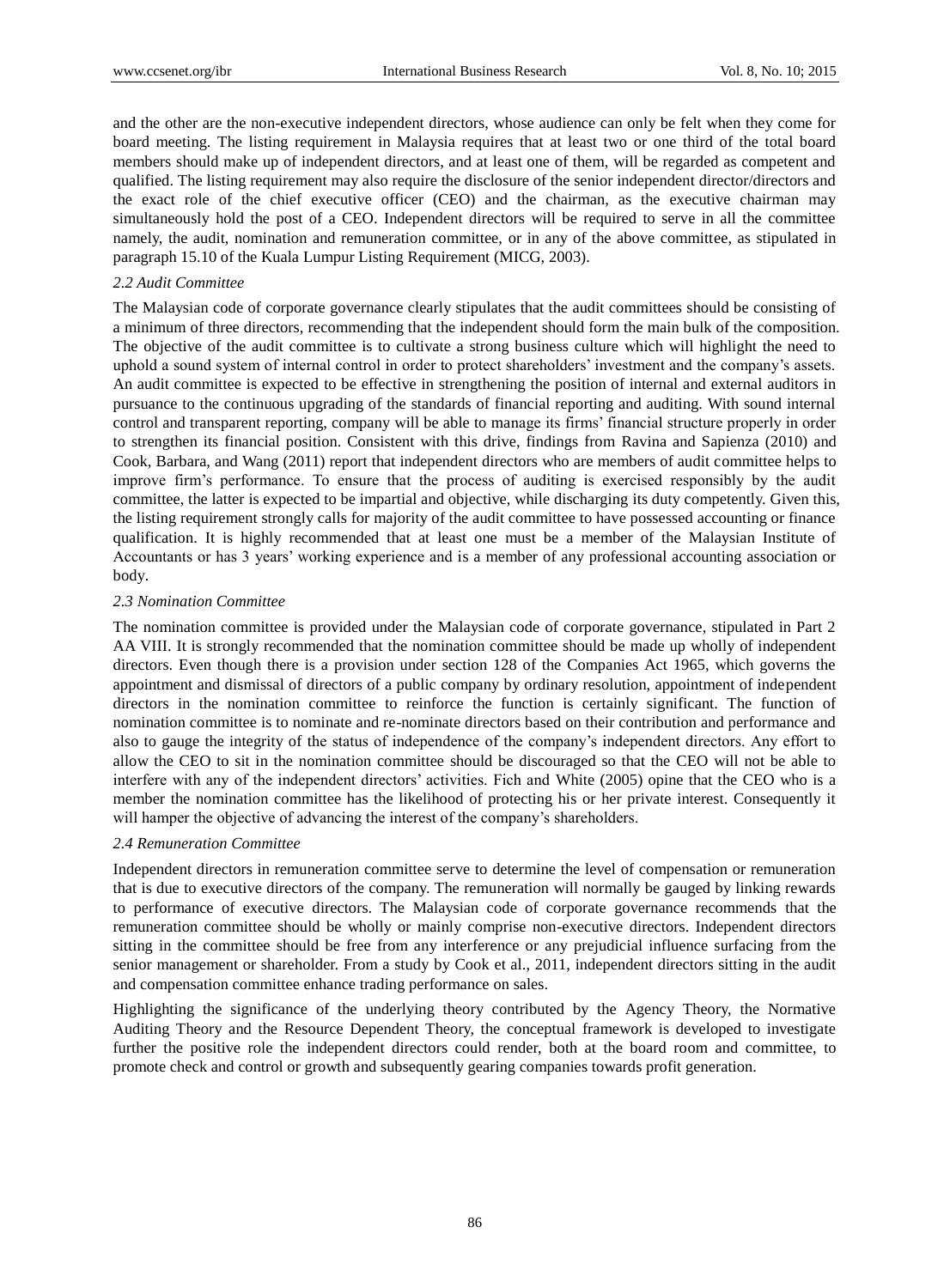and the other are the non-executive independent directors, whose audience can only be felt when they come for board meeting. The listing requirement in Malaysia requires that at least two or one third of the total board members should make up of independent directors, and at least one of them, will be regarded as competent and qualified. The listing requirement may also require the disclosure of the senior independent director/directors and the exact role of the chief executive officer (CEO) and the chairman, as the executive chairman may simultaneously hold the post of a CEO. Independent directors will be required to serve in all the committee namely, the audit, nomination and remuneration committee, or in any of the above committee, as stipulated in paragraph 15.10 of the Kuala Lumpur Listing Requirement (MICG, 2003).

### *2.2 Audit Committee*

The Malaysian code of corporate governance clearly stipulates that the audit committees should be consisting of a minimum of three directors, recommending that the independent should form the main bulk of the composition. The objective of the audit committee is to cultivate a strong business culture which will highlight the need to uphold a sound system of internal control in order to protect shareholders' investment and the company's assets. An audit committee is expected to be effective in strengthening the position of internal and external auditors in pursuance to the continuous upgrading of the standards of financial reporting and auditing. With sound internal control and transparent reporting, company will be able to manage its firms' financial structure properly in order to strengthen its financial position. Consistent with this drive, findings from Ravina and Sapienza (2010) and Cook, Barbara, and Wang (2011) report that independent directors who are members of audit committee helps to improve firm's performance. To ensure that the process of auditing is exercised responsibly by the audit committee, the latter is expected to be impartial and objective, while discharging its duty competently. Given this, the listing requirement strongly calls for majority of the audit committee to have possessed accounting or finance qualification. It is highly recommended that at least one must be a member of the Malaysian Institute of Accountants or has 3 years' working experience and is a member of any professional accounting association or body.

### *2.3 Nomination Committee*

The nomination committee is provided under the Malaysian code of corporate governance, stipulated in Part 2 AA VIII. It is strongly recommended that the nomination committee should be made up wholly of independent directors. Even though there is a provision under section 128 of the Companies Act 1965, which governs the appointment and dismissal of directors of a public company by ordinary resolution, appointment of independent directors in the nomination committee to reinforce the function is certainly significant. The function of nomination committee is to nominate and re-nominate directors based on their contribution and performance and also to gauge the integrity of the status of independence of the company's independent directors. Any effort to allow the CEO to sit in the nomination committee should be discouraged so that the CEO will not be able to interfere with any of the independent directors' activities. Fich and White (2005) opine that the CEO who is a member the nomination committee has the likelihood of protecting his or her private interest. Consequently it will hamper the objective of advancing the interest of the company's shareholders.

### *2.4 Remuneration Committee*

Independent directors in remuneration committee serve to determine the level of compensation or remuneration that is due to executive directors of the company. The remuneration will normally be gauged by linking rewards to performance of executive directors. The Malaysian code of corporate governance recommends that the remuneration committee should be wholly or mainly comprise non-executive directors. Independent directors sitting in the committee should be free from any interference or any prejudicial influence surfacing from the senior management or shareholder. From a study by Cook et al., 2011, independent directors sitting in the audit and compensation committee enhance trading performance on sales.

Highlighting the significance of the underlying theory contributed by the Agency Theory, the Normative Auditing Theory and the Resource Dependent Theory, the conceptual framework is developed to investigate further the positive role the independent directors could render, both at the board room and committee, to promote check and control or growth and subsequently gearing companies towards profit generation.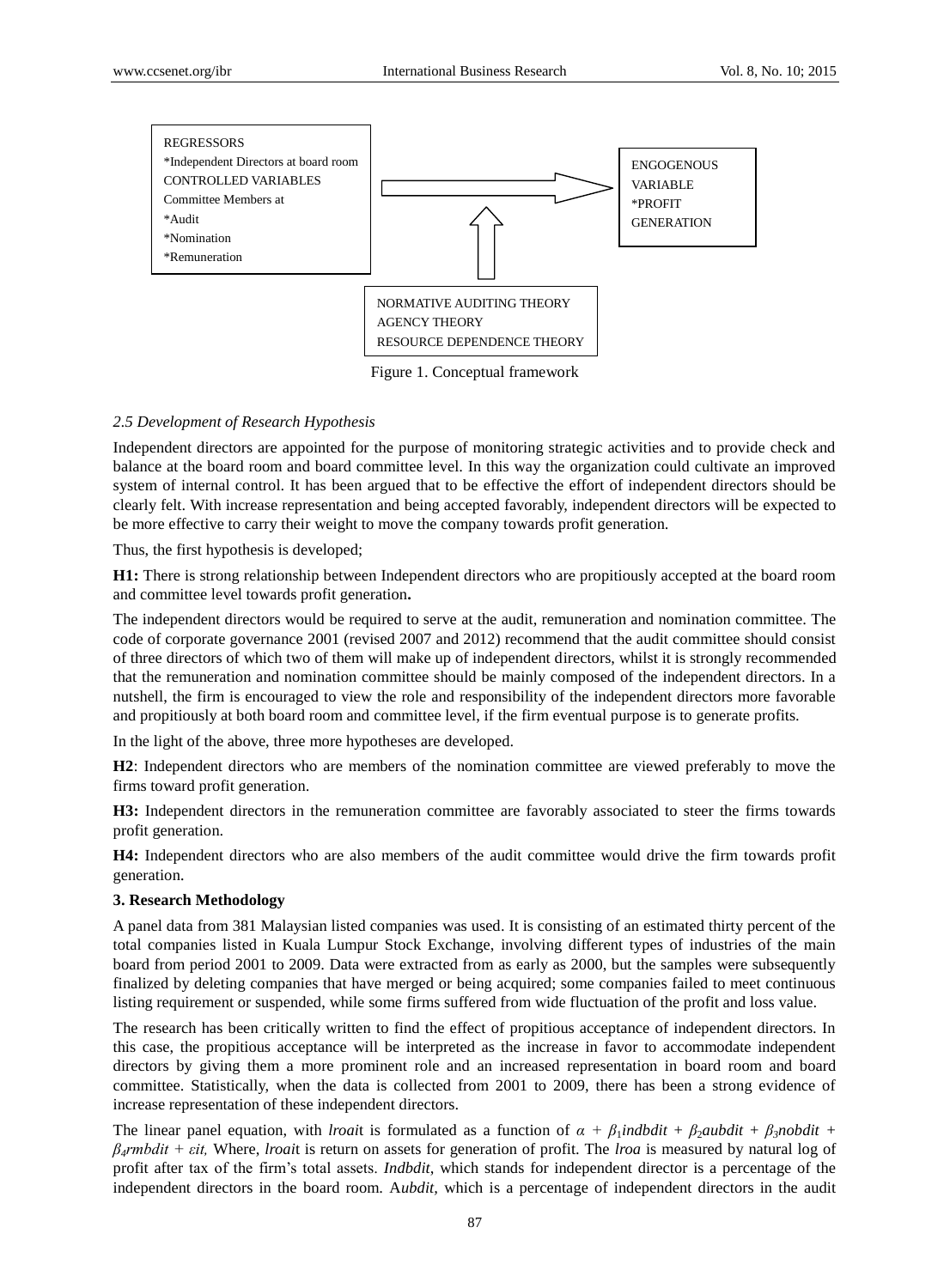REGRESSORS
*Independent Directors at board room
CONTROLLED VARIABLES
Committee Members at
*Audit
*Nomination
*Remuneration

ENGOGENOUS VARIABLE
*PROFIT GENERATION

NORMATIVE AUDITING THEORY
AGENCY THEORY
RESOURCE DEPENDENCE THEORY

Figure 1. Conceptual framework

### *2.5 Development of Research Hypothesis*

Independent directors are appointed for the purpose of monitoring strategic activities and to provide check and balance at the board room and board committee level. In this way the organization could cultivate an improved system of internal control. It has been argued that to be effective the effort of independent directors should be clearly felt. With increase representation and being accepted favorably, independent directors will be expected to be more effective to carry their weight to move the company towards profit generation.

Thus, the first hypothesis is developed;

**H1:** There is strong relationship between Independent directors who are propitiously accepted at the board room and committee level towards profit generation**.**

The independent directors would be required to serve at the audit, remuneration and nomination committee. The code of corporate governance 2001 (revised 2007 and 2012) recommend that the audit committee should consist of three directors of which two of them will make up of independent directors, whilst it is strongly recommended that the remuneration and nomination committee should be mainly composed of the independent directors. In a nutshell, the firm is encouraged to view the role and responsibility of the independent directors more favorable and propitiously at both board room and committee level, if the firm eventual purpose is to generate profits.

In the light of the above, three more hypotheses are developed.

**H2**: Independent directors who are members of the nomination committee are viewed preferably to move the firms toward profit generation.

**H3:** Independent directors in the remuneration committee are favorably associated to steer the firms towards profit generation.

**H4:** Independent directors who are also members of the audit committee would drive the firm towards profit generation.

## **3. Research Methodology**

A panel data from 381 Malaysian listed companies was used. It is consisting of an estimated thirty percent of the total companies listed in Kuala Lumpur Stock Exchange, involving different types of industries of the main board from period 2001 to 2009. Data were extracted from as early as 2000, but the samples were subsequently finalized by deleting companies that have merged or being acquired; some companies failed to meet continuous listing requirement or suspended, while some firms suffered from wide fluctuation of the profit and loss value.

The research has been critically written to find the effect of propitious acceptance of independent directors. In this case, the propitious acceptance will be interpreted as the increase in favor to accommodate independent directors by giving them a more prominent role and an increased representation in board room and board committee. Statistically, when the data is collected from 2001 to 2009, there has been a strong evidence of increase representation of these independent directors.

The linear panel equation, with *lroait* is formulated as a function of $\alpha + \beta_1 indbdit + \beta_2 aubdit + \beta_3 nobdit + \beta_4 rmbdit + \varepsilon it,$ Where, *lroai*t is return on assets for generation of profit. The *lroa* is measured by natural log of profit after tax of the firm's total assets. *Indbdit*, which stands for independent director is a percentage of the independent directors in the board room. A*ubdit,* which is a percentage of independent directors in the audit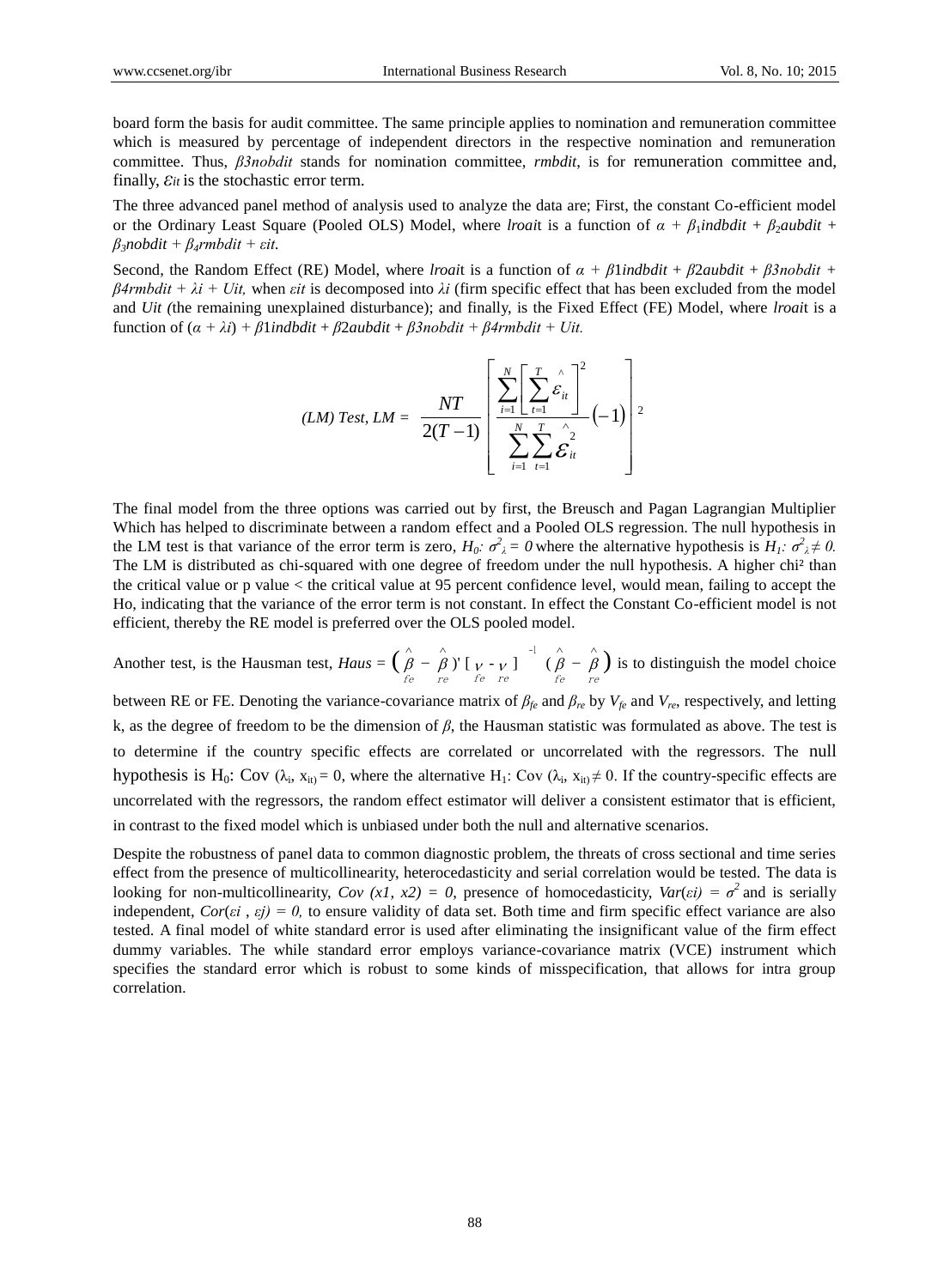board form the basis for audit committee. The same principle applies to nomination and remuneration committee which is measured by percentage of independent directors in the respective nomination and remuneration committee. Thus, *β3nobdit* stands for nomination committee, *rmbdit*, is for remuneration committee and, finally, $\varepsilon_{it}$ is the stochastic error term.

The three advanced panel method of analysis used to analyze the data are; First, the constant Co-efficient model or the Ordinary Least Square (Pooled OLS) Model, where *lroa*it is a function of $\alpha + \beta_1 indbdit + \beta_2 aubdit + \beta_3 nobdit + \beta_4 rmbdit + \varepsilon it$.

Second, the Random Effect (RE) Model, where *lroa*it is a function of $\alpha + \beta 1 indbdit + \beta 2 aubdit + \beta 3 nobdit + \beta 4 rmbdit + \lambda i + Uit$, when $\varepsilon it$ is decomposed into $\lambda i$ (firm specific effect that has been excluded from the model and *Uit (*the remaining unexplained disturbance); and finally, is the Fixed Effect (FE) Model, where *lroa*it is a function of $(\alpha + \lambda i) + \beta 1 indbdit + \beta 2 aubdit + \beta 3 nobdit + \beta 4 rmbdit + Uit$.

$$(LM)\ Test,\ LM = \frac{NT}{2(T-1)}\left[\frac{\sum_{i=1}^{N}\left[\sum_{t=1}^{T}\hat{\varepsilon}_{it}\right]^2}{\sum_{i=1}^{N}\sum_{t=1}^{T}\hat{\varepsilon}_{it}^{2}}(-1)\right]^2$$

The final model from the three options was carried out by first, the Breusch and Pagan Lagrangian Multiplier Which has helped to discriminate between a random effect and a Pooled OLS regression. The null hypothesis in the LM test is that variance of the error term is zero, $H_0: \sigma^2_\lambda = 0$ where the alternative hypothesis is $H_1: \sigma^2_\lambda \neq 0$. The LM is distributed as chi-squared with one degree of freedom under the null hypothesis. A higher chi² than the critical value or p value < the critical value at 95 percent confidence level, would mean, failing to accept the Ho, indicating that the variance of the error term is not constant. In effect the Constant Co-efficient model is not efficient, thereby the RE model is preferred over the OLS pooled model.

Another test, is the Hausman test, $Haus = \left(\hat{\beta}_{fe} - \hat{\beta}_{re}\right)'\left[V_{fe} - V_{re}\right]^{-1}\left(\hat{\beta}_{fe} - \hat{\beta}_{re}\right)$ is to distinguish the model choice between RE or FE. Denoting the variance-covariance matrix of $\beta_{fe}$ and $\beta_{re}$ by $V_{fe}$ and $V_{re}$, respectively, and letting k, as the degree of freedom to be the dimension of $\beta$, the Hausman statistic was formulated as above. The test is to determine if the country specific effects are correlated or uncorrelated with the regressors. The null hypothesis is $H_0$: Cov $(\lambda_i, x_{it}) = 0$, where the alternative $H_1$: Cov $(\lambda_i, x_{it}) \neq 0$. If the country-specific effects are uncorrelated with the regressors, the random effect estimator will deliver a consistent estimator that is efficient, in contrast to the fixed model which is unbiased under both the null and alternative scenarios.

Despite the robustness of panel data to common diagnostic problem, the threats of cross sectional and time series effect from the presence of multicollinearity, heterocedasticity and serial correlation would be tested. The data is looking for non-multicollinearity, $Cov\ (x1, x2) = 0$, presence of homocedasticity, $Var(\varepsilon i) = \sigma^2$ and is serially independent, $Cor(\varepsilon i\ , \varepsilon j) = 0$, to ensure validity of data set. Both time and firm specific effect variance are also tested. A final model of white standard error is used after eliminating the insignificant value of the firm effect dummy variables. The while standard error employs variance-covariance matrix (VCE) instrument which specifies the standard error which is robust to some kinds of misspecification, that allows for intra group correlation.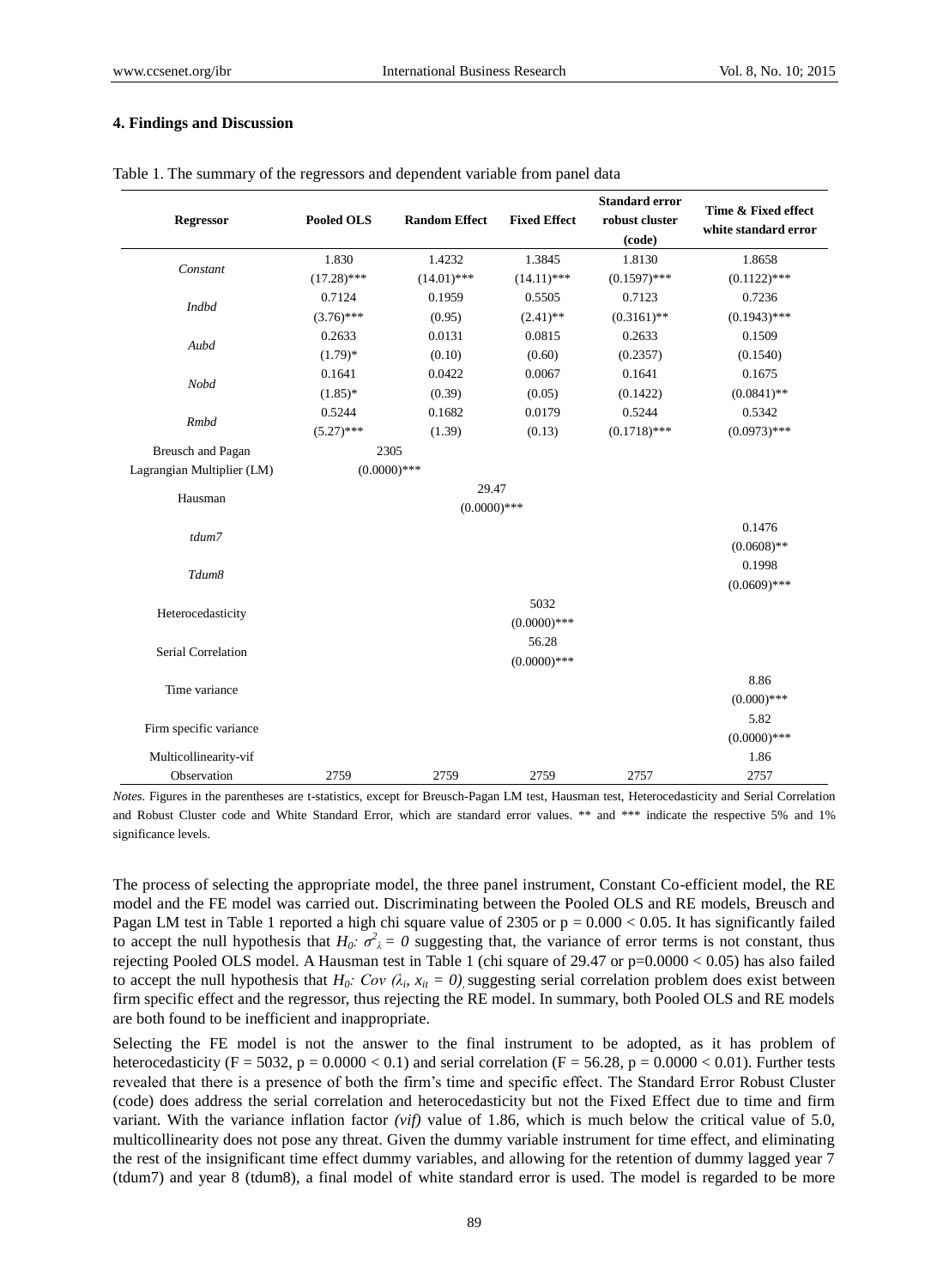## 4. Findings and Discussion

Table 1. The summary of the regressors and dependent variable from panel data

| Regressor | Pooled OLS | Random Effect | Fixed Effect | Standard error robust cluster (code) | Time & Fixed effect white standard error |
|---|---|---|---|---|---|
| *Constant* | 1.830<br>(17.28)*** | 1.4232<br>(14.01)*** | 1.3845<br>(14.11)*** | 1.8130<br>(0.1597)*** | 1.8658<br>(0.1122)*** |
| *Indbd* | 0.7124<br>(3.76)*** | 0.1959<br>(0.95) | 0.5505<br>(2.41)** | 0.7123<br>(0.3161)** | 0.7236<br>(0.1943)*** |
| *Aubd* | 0.2633<br>(1.79)* | 0.0131<br>(0.10) | 0.0815<br>(0.60) | 0.2633<br>(0.2357) | 0.1509<br>(0.1540) |
| *Nobd* | 0.1641<br>(1.85)* | 0.0422<br>(0.39) | 0.0067<br>(0.05) | 0.1641<br>(0.1422) | 0.1675<br>(0.0841)** |
| *Rmbd* | 0.5244<br>(5.27)*** | 0.1682<br>(1.39) | 0.0179<br>(0.13) | 0.5244<br>(0.1718)*** | 0.5342<br>(0.0973)*** |
| Breusch and Pagan Lagrangian Multiplier (LM) | 2305<br>(0.0000)*** | | | | |
| Hausman | | 29.47<br>(0.0000)*** | | | |
| *tdum7* | | | | | 0.1476<br>(0.0608)** |
| *Tdum8* | | | | | 0.1998<br>(0.0609)*** |
| Heterocedasticity | | | 5032<br>(0.0000)*** | | |
| Serial Correlation | | | 56.28<br>(0.0000)*** | | |
| Time variance | | | | | 8.86<br>(0.000)*** |
| Firm specific variance | | | | | 5.82<br>(0.0000)*** |
| Multicollinearity-vif | | | | | 1.86 |
| Observation | 2759 | 2759 | 2759 | 2757 | 2757 |

*Notes.* Figures in the parentheses are t-statistics, except for Breusch-Pagan LM test, Hausman test, Heterocedasticity and Serial Correlation and Robust Cluster code and White Standard Error, which are standard error values. ** and *** indicate the respective 5% and 1% significance levels.

The process of selecting the appropriate model, the three panel instrument, Constant Co-efficient model, the RE model and the FE model was carried out. Discriminating between the Pooled OLS and RE models, Breusch and Pagan LM test in Table 1 reported a high chi square value of 2305 or p = 0.000 < 0.05. It has significantly failed to accept the null hypothesis that $H_0$: $\sigma^2_\lambda = 0$ suggesting that, the variance of error terms is not constant, thus rejecting Pooled OLS model. A Hausman test in Table 1 (chi square of 29.47 or p=0.0000 < 0.05) has also failed to accept the null hypothesis that $H_0$: $Cov\ (\lambda_i, x_{it} = 0)$, suggesting serial correlation problem does exist between firm specific effect and the regressor, thus rejecting the RE model. In summary, both Pooled OLS and RE models are both found to be inefficient and inappropriate.

Selecting the FE model is not the answer to the final instrument to be adopted, as it has problem of heterocedasticity (F = 5032, p = 0.0000 < 0.1) and serial correlation (F = 56.28, p = 0.0000 < 0.01). Further tests revealed that there is a presence of both the firm's time and specific effect. The Standard Error Robust Cluster (code) does address the serial correlation and heterocedasticity but not the Fixed Effect due to time and firm variant. With the variance inflation factor *(vif)* value of 1.86, which is much below the critical value of 5.0, multicollinearity does not pose any threat. Given the dummy variable instrument for time effect, and eliminating the rest of the insignificant time effect dummy variables, and allowing for the retention of dummy lagged year 7 (tdum7) and year 8 (tdum8), a final model of white standard error is used. The model is regarded to be more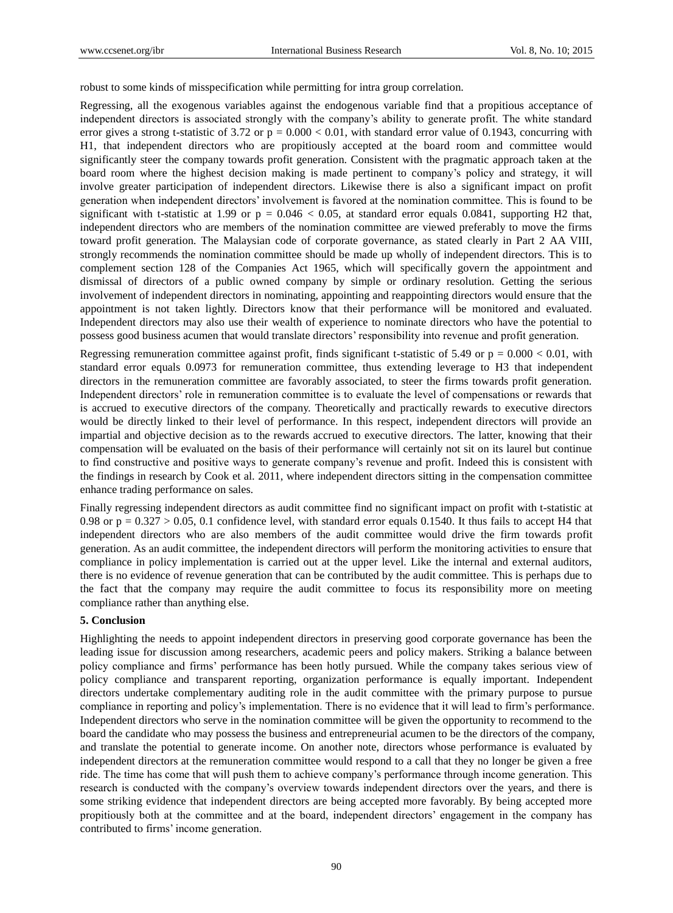robust to some kinds of misspecification while permitting for intra group correlation.

Regressing, all the exogenous variables against the endogenous variable find that a propitious acceptance of independent directors is associated strongly with the company's ability to generate profit. The white standard error gives a strong t-statistic of 3.72 or $p = 0.000 < 0.01$, with standard error value of 0.1943, concurring with H1, that independent directors who are propitiously accepted at the board room and committee would significantly steer the company towards profit generation. Consistent with the pragmatic approach taken at the board room where the highest decision making is made pertinent to company's policy and strategy, it will involve greater participation of independent directors. Likewise there is also a significant impact on profit generation when independent directors' involvement is favored at the nomination committee. This is found to be significant with t-statistic at 1.99 or $p = 0.046 < 0.05$, at standard error equals 0.0841, supporting H2 that, independent directors who are members of the nomination committee are viewed preferably to move the firms toward profit generation. The Malaysian code of corporate governance, as stated clearly in Part 2 AA VIII, strongly recommends the nomination committee should be made up wholly of independent directors. This is to complement section 128 of the Companies Act 1965, which will specifically govern the appointment and dismissal of directors of a public owned company by simple or ordinary resolution. Getting the serious involvement of independent directors in nominating, appointing and reappointing directors would ensure that the appointment is not taken lightly. Directors know that their performance will be monitored and evaluated. Independent directors may also use their wealth of experience to nominate directors who have the potential to possess good business acumen that would translate directors' responsibility into revenue and profit generation.

Regressing remuneration committee against profit, finds significant t-statistic of 5.49 or $p = 0.000 < 0.01$, with standard error equals 0.0973 for remuneration committee, thus extending leverage to H3 that independent directors in the remuneration committee are favorably associated, to steer the firms towards profit generation. Independent directors' role in remuneration committee is to evaluate the level of compensations or rewards that is accrued to executive directors of the company. Theoretically and practically rewards to executive directors would be directly linked to their level of performance. In this respect, independent directors will provide an impartial and objective decision as to the rewards accrued to executive directors. The latter, knowing that their compensation will be evaluated on the basis of their performance will certainly not sit on its laurel but continue to find constructive and positive ways to generate company's revenue and profit. Indeed this is consistent with the findings in research by Cook et al. 2011, where independent directors sitting in the compensation committee enhance trading performance on sales.

Finally regressing independent directors as audit committee find no significant impact on profit with t-statistic at 0.98 or $p = 0.327 > 0.05$, 0.1 confidence level, with standard error equals 0.1540. It thus fails to accept H4 that independent directors who are also members of the audit committee would drive the firm towards profit generation. As an audit committee, the independent directors will perform the monitoring activities to ensure that compliance in policy implementation is carried out at the upper level. Like the internal and external auditors, there is no evidence of revenue generation that can be contributed by the audit committee. This is perhaps due to the fact that the company may require the audit committee to focus its responsibility more on meeting compliance rather than anything else.

## 5. Conclusion

Highlighting the needs to appoint independent directors in preserving good corporate governance has been the leading issue for discussion among researchers, academic peers and policy makers. Striking a balance between policy compliance and firms' performance has been hotly pursued. While the company takes serious view of policy compliance and transparent reporting, organization performance is equally important. Independent directors undertake complementary auditing role in the audit committee with the primary purpose to pursue compliance in reporting and policy's implementation. There is no evidence that it will lead to firm's performance. Independent directors who serve in the nomination committee will be given the opportunity to recommend to the board the candidate who may possess the business and entrepreneurial acumen to be the directors of the company, and translate the potential to generate income. On another note, directors whose performance is evaluated by independent directors at the remuneration committee would respond to a call that they no longer be given a free ride. The time has come that will push them to achieve company's performance through income generation. This research is conducted with the company's overview towards independent directors over the years, and there is some striking evidence that independent directors are being accepted more favorably. By being accepted more propitiously both at the committee and at the board, independent directors' engagement in the company has contributed to firms' income generation.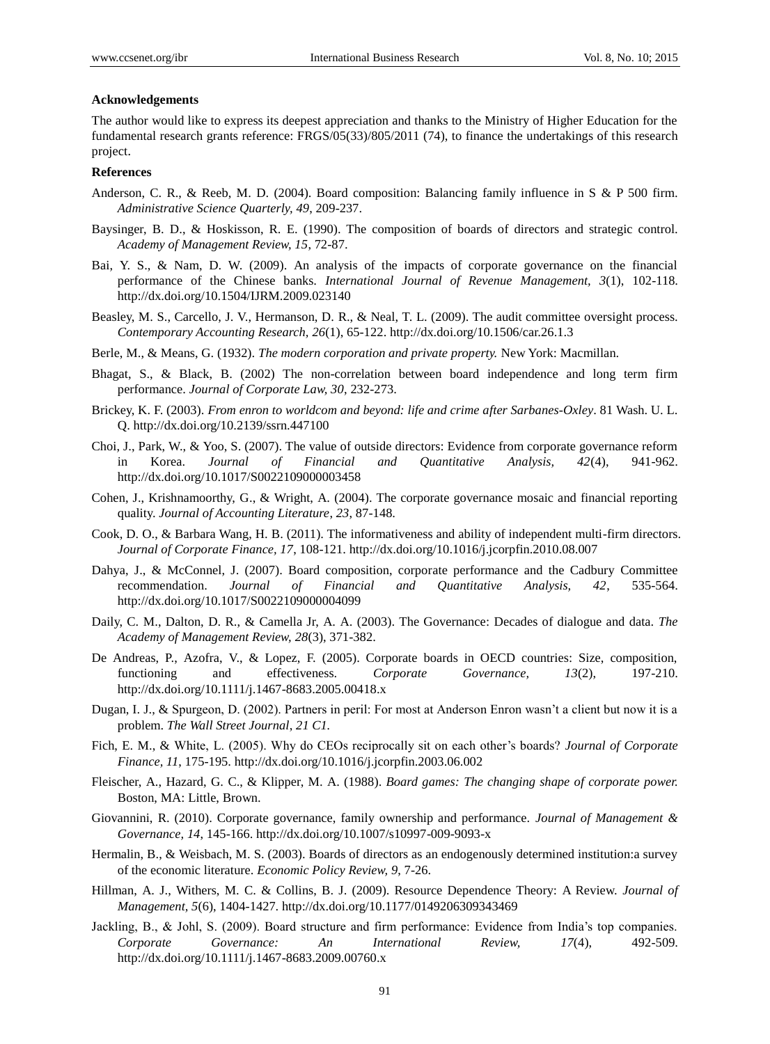**Acknowledgements**

The author would like to express its deepest appreciation and thanks to the Ministry of Higher Education for the fundamental research grants reference: FRGS/05(33)/805/2011 (74), to finance the undertakings of this research project.

**References**

Anderson, C. R., & Reeb, M. D. (2004). Board composition: Balancing family influence in S & P 500 firm. *Administrative Science Quarterly, 49*, 209-237.

Baysinger, B. D., & Hoskisson, R. E. (1990). The composition of boards of directors and strategic control. *Academy of Management Review, 15*, 72-87.

Bai, Y. S., & Nam, D. W. (2009). An analysis of the impacts of corporate governance on the financial performance of the Chinese banks. *International Journal of Revenue Management, 3*(1), 102-118. http://dx.doi.org/10.1504/IJRM.2009.023140

Beasley, M. S., Carcello, J. V., Hermanson, D. R., & Neal, T. L. (2009). The audit committee oversight process. *Contemporary Accounting Research, 26*(1), 65-122. http://dx.doi.org/10.1506/car.26.1.3

Berle, M., & Means, G. (1932). *The modern corporation and private property.* New York: Macmillan.

Bhagat, S., & Black, B. (2002) The non-correlation between board independence and long term firm performance. *Journal of Corporate Law, 30*, 232-273.

Brickey, K. F. (2003). *From enron to worldcom and beyond: life and crime after Sarbanes-Oxley*. 81 Wash. U. L. Q. http://dx.doi.org/10.2139/ssrn.447100

Choi, J., Park, W., & Yoo, S. (2007). The value of outside directors: Evidence from corporate governance reform in Korea. *Journal of Financial and Quantitative Analysis, 42*(4), 941-962. http://dx.doi.org/10.1017/S0022109000003458

Cohen, J., Krishnamoorthy, G., & Wright, A. (2004). The corporate governance mosaic and financial reporting quality. *Journal of Accounting Literature, 23*, 87-148.

Cook, D. O., & Barbara Wang, H. B. (2011). The informativeness and ability of independent multi-firm directors. *Journal of Corporate Finance, 17*, 108-121. http://dx.doi.org/10.1016/j.jcorpfin.2010.08.007

Dahya, J., & McConnel, J. (2007). Board composition, corporate performance and the Cadbury Committee recommendation. *Journal of Financial and Quantitative Analysis, 42*, 535-564. http://dx.doi.org/10.1017/S0022109000004099

Daily, C. M., Dalton, D. R., & Camella Jr, A. A. (2003). The Governance: Decades of dialogue and data. *The Academy of Management Review, 28*(3), 371-382.

De Andreas, P., Azofra, V., & Lopez, F. (2005). Corporate boards in OECD countries: Size, composition, functioning and effectiveness. *Corporate Governance, 13*(2), 197-210. http://dx.doi.org/10.1111/j.1467-8683.2005.00418.x

Dugan, I. J., & Spurgeon, D. (2002). Partners in peril: For most at Anderson Enron wasn't a client but now it is a problem. *The Wall Street Journal*, *21 C1.*

Fich, E. M., & White, L. (2005). Why do CEOs reciprocally sit on each other's boards? *Journal of Corporate Finance, 11*, 175-195. http://dx.doi.org/10.1016/j.jcorpfin.2003.06.002

Fleischer, A., Hazard, G. C., & Klipper, M. A. (1988). *Board games: The changing shape of corporate power.* Boston, MA: Little, Brown.

Giovannini, R. (2010). Corporate governance, family ownership and performance. *Journal of Management & Governance, 14*, 145-166. http://dx.doi.org/10.1007/s10997-009-9093-x

Hermalin, B., & Weisbach, M. S. (2003). Boards of directors as an endogenously determined institution:a survey of the economic literature. *Economic Policy Review, 9*, 7-26.

Hillman, A. J., Withers, M. C. & Collins, B. J. (2009). Resource Dependence Theory: A Review. *Journal of Management, 5*(6), 1404-1427. http://dx.doi.org/10.1177/0149206309343469

Jackling, B., & Johl, S. (2009). Board structure and firm performance: Evidence from India's top companies. *Corporate Governance: An International Review, 17*(4), 492-509. http://dx.doi.org/10.1111/j.1467-8683.2009.00760.x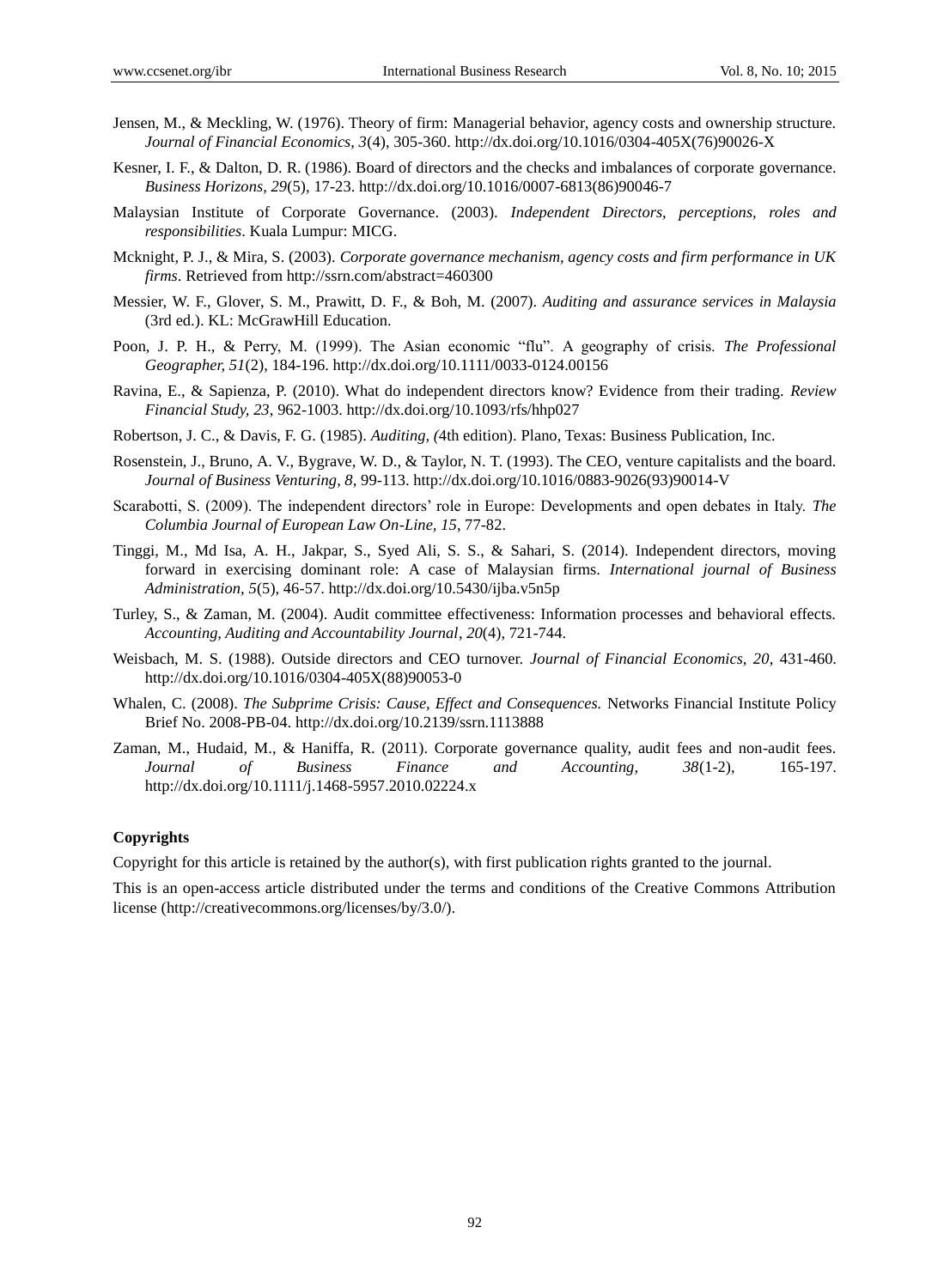Jensen, M., & Meckling, W. (1976). Theory of firm: Managerial behavior, agency costs and ownership structure. *Journal of Financial Economics*, *3*(4), 305-360. http://dx.doi.org/10.1016/0304-405X(76)90026-X

Kesner, I. F., & Dalton, D. R. (1986). Board of directors and the checks and imbalances of corporate governance. *Business Horizons, 29*(5), 17-23. http://dx.doi.org/10.1016/0007-6813(86)90046-7

Malaysian Institute of Corporate Governance. (2003). *Independent Directors, perceptions, roles and responsibilities*. Kuala Lumpur: MICG.

Mcknight, P. J., & Mira, S. (2003). *Corporate governance mechanism, agency costs and firm performance in UK firms*. Retrieved from http://ssrn.com/abstract=460300

Messier, W. F., Glover, S. M., Prawitt, D. F., & Boh, M. (2007). *Auditing and assurance services in Malaysia* (3rd ed.). KL: McGrawHill Education.

Poon, J. P. H., & Perry, M. (1999). The Asian economic "flu". A geography of crisis. *The Professional Geographer, 51*(2), 184-196. http://dx.doi.org/10.1111/0033-0124.00156

Ravina, E., & Sapienza, P. (2010). What do independent directors know? Evidence from their trading. *Review Financial Study, 23*, 962-1003. http://dx.doi.org/10.1093/rfs/hhp027

Robertson, J. C., & Davis, F. G. (1985). *Auditing, (*4th edition). Plano, Texas: Business Publication, Inc.

Rosenstein, J., Bruno, A. V., Bygrave, W. D., & Taylor, N. T. (1993). The CEO, venture capitalists and the board. *Journal of Business Venturing, 8*, 99-113. http://dx.doi.org/10.1016/0883-9026(93)90014-V

Scarabotti, S. (2009). The independent directors' role in Europe: Developments and open debates in Italy. *The Columbia Journal of European Law On-Line, 15*, 77-82.

Tinggi, M., Md Isa, A. H., Jakpar, S., Syed Ali, S. S., & Sahari, S. (2014). Independent directors, moving forward in exercising dominant role: A case of Malaysian firms. *International journal of Business Administration, 5*(5), 46-57. http://dx.doi.org/10.5430/ijba.v5n5p

Turley, S., & Zaman, M. (2004). Audit committee effectiveness: Information processes and behavioral effects. *Accounting, Auditing and Accountability Journal*, *20*(4), 721-744.

Weisbach, M. S. (1988). Outside directors and CEO turnover. *Journal of Financial Economics, 20*, 431-460. http://dx.doi.org/10.1016/0304-405X(88)90053-0

Whalen, C. (2008). *The Subprime Crisis: Cause, Effect and Consequences.* Networks Financial Institute Policy Brief No. 2008-PB-04. http://dx.doi.org/10.2139/ssrn.1113888

Zaman, M., Hudaid, M., & Haniffa, R. (2011). Corporate governance quality, audit fees and non-audit fees. *Journal of Business Finance and Accounting, 38*(1-2), 165-197. http://dx.doi.org/10.1111/j.1468-5957.2010.02224.x

**Copyrights**

Copyright for this article is retained by the author(s), with first publication rights granted to the journal.

This is an open-access article distributed under the terms and conditions of the Creative Commons Attribution license (http://creativecommons.org/licenses/by/3.0/).